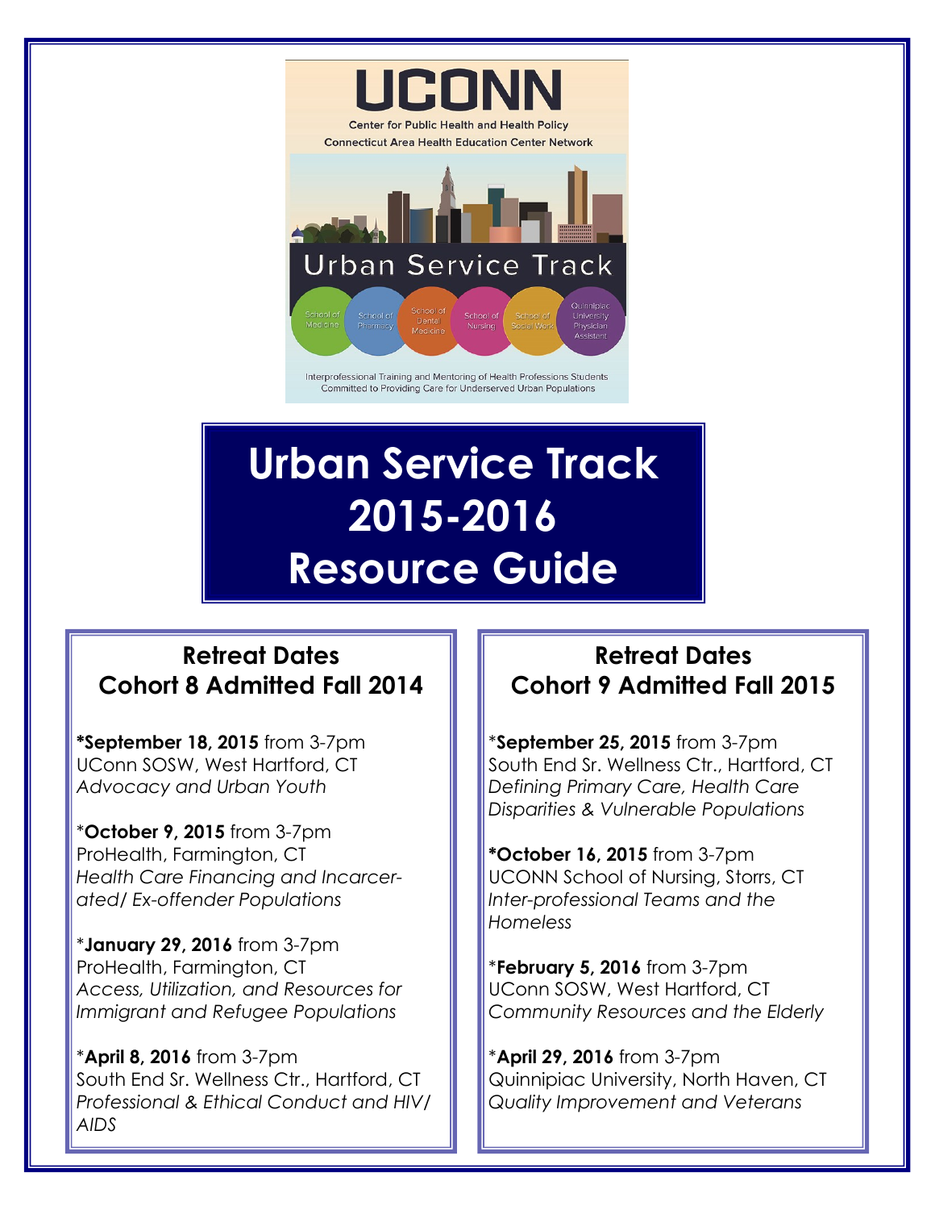UCONN

Center for Public Health and Health Policy

Connecticut Area Health Education Center Network

Urban Service Track

School of Medicine | School of Pharmacy | School of Dental Medicine | School of Nursing | School of Social Work | Quinnipiac University Physician Assistant

Interprofessional Training and Mentoring of Health Professions Students Committed to Providing Care for Underserved Urban Populations

# Urban Service Track 2015-2016 Resource Guide

## Retreat Dates Cohort 8 Admitted Fall 2014

***September 18, 2015** from 3-7pm
UConn SOSW, West Hartford, CT
*Advocacy and Urban Youth*

*​**October 9, 2015** from 3-7pm
ProHealth, Farmington, CT
*Health Care Financing and Incarcerated/ Ex-offender Populations*

*​**January 29, 2016** from 3-7pm
ProHealth, Farmington, CT
*Access, Utilization, and Resources for Immigrant and Refugee Populations*

*​**April 8, 2016** from 3-7pm
South End Sr. Wellness Ctr., Hartford, CT
*Professional & Ethical Conduct and HIV/ AIDS*

## Retreat Dates Cohort 9 Admitted Fall 2015

*​**September 25, 2015** from 3-7pm
South End Sr. Wellness Ctr., Hartford, CT
*Defining Primary Care, Health Care Disparities & Vulnerable Populations*

***October 16, 2015** from 3-7pm
UCONN School of Nursing, Storrs, CT
*Inter-professional Teams and the Homeless*

*​**February 5, 2016** from 3-7pm
UConn SOSW, West Hartford, CT
*Community Resources and the Elderly*

*​**April 29, 2016** from 3-7pm
Quinnipiac University, North Haven, CT
*Quality Improvement and Veterans*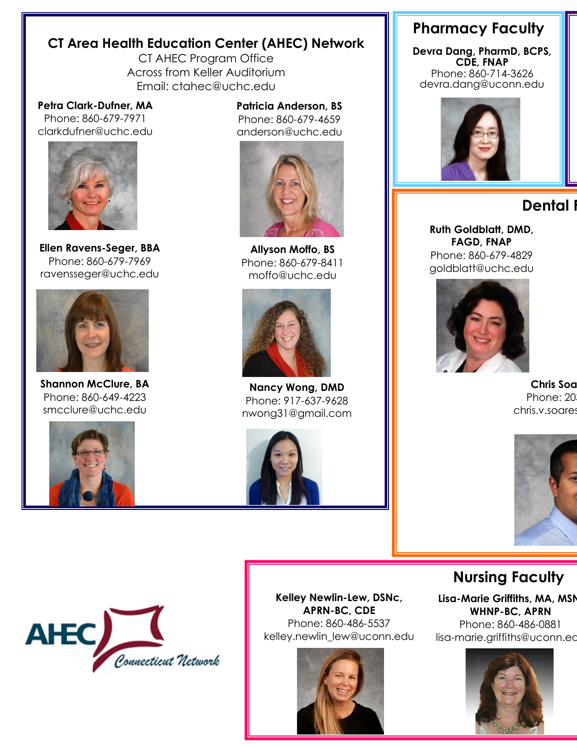## CT Area Health Education Center (AHEC) Network

CT AHEC Program Office
Across from Keller Auditorium
Email: ctahec@uchc.edu

**Petra Clark-Dufner, MA**
Phone: 860-679-7971
clarkdufner@uchc.edu

**Patricia Anderson, BS**
Phone: 860-679-4659
anderson@uchc.edu

**Ellen Ravens-Seger, BBA**
Phone: 860-679-7969
ravensseger@uchc.edu

**Allyson Moffo, BS**
Phone: 860-679-8411
moffo@uchc.edu

**Shannon McClure, BA**
Phone: 860-649-4223
smcclure@uchc.edu

**Nancy Wong, DMD**
Phone: 917-637-9628
nwong31@gmail.com

## Pharmacy Faculty

**Devra Dang, PharmD, BCPS, CDE, FNAP**
Phone: 860-714-3626
devra.dang@uconn.edu

## Dental F

**Ruth Goldblatt, DMD, FAGD, FNAP**
Phone: 860-679-4829
goldblatt@uchc.edu

**Chris Soa**
Phone: 20
chris.v.soares

## Nursing Faculty

**Kelley Newlin-Lew, DSNc, APRN-BC, CDE**
Phone: 860-486-5537
kelley.newlin_lew@uconn.edu

**Lisa-Marie Griffiths, MA, MSN WHNP-BC, APRN**
Phone: 860-486-0881
lisa-marie.griffiths@uconn.ed

AHEC Connecticut Network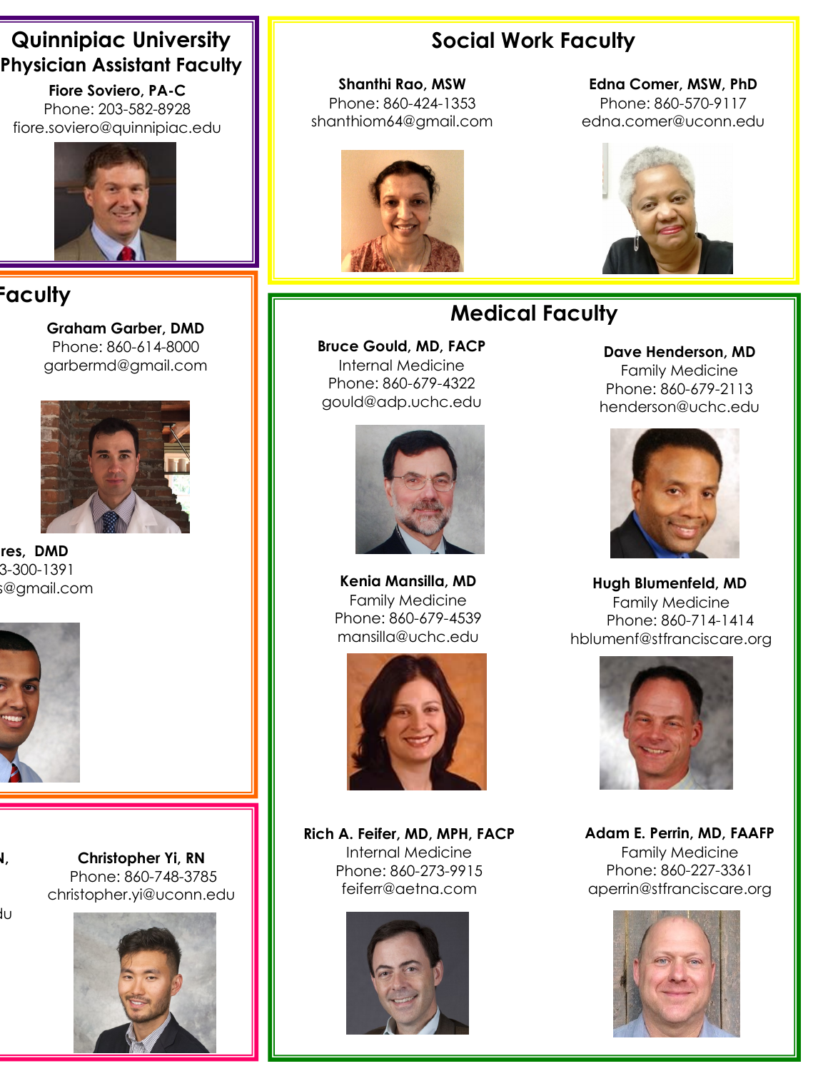## Quinnipiac University Physician Assistant Faculty

**Fiore Soviero, PA-C**
Phone: 203-582-8928
fiore.soviero@quinnipiac.edu

## Faculty

**Graham Garber, DMD**
Phone: 860-614-8000
garbermd@gmail.com

**res, DMD**
3-300-1391
s@gmail.com

**N,**

du

**Christopher Yi, RN**
Phone: 860-748-3785
christopher.yi@uconn.edu

## Social Work Faculty

**Shanthi Rao, MSW**
Phone: 860-424-1353
shanthiom64@gmail.com

**Edna Comer, MSW, PhD**
Phone: 860-570-9117
edna.comer@uconn.edu

## Medical Faculty

**Bruce Gould, MD, FACP**
Internal Medicine
Phone: 860-679-4322
gould@adp.uchc.edu

**Dave Henderson, MD**
Family Medicine
Phone: 860-679-2113
henderson@uchc.edu

**Kenia Mansilla, MD**
Family Medicine
Phone: 860-679-4539
mansilla@uchc.edu

**Hugh Blumenfeld, MD**
Family Medicine
Phone: 860-714-1414
hblumenf@stfranciscare.org

**Rich A. Feifer, MD, MPH, FACP**
Internal Medicine
Phone: 860-273-9915
feiferr@aetna.com

**Adam E. Perrin, MD, FAAFP**
Family Medicine
Phone: 860-227-3361
aperrin@stfranciscare.org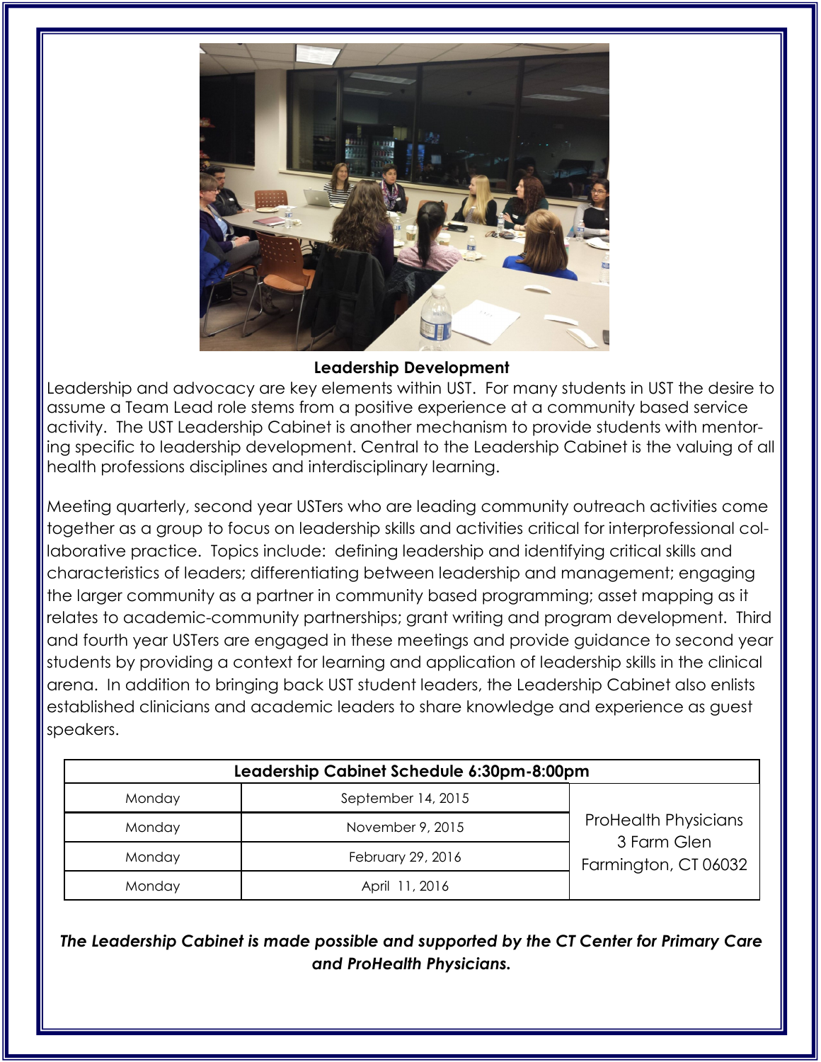## Leadership Development

Leadership and advocacy are key elements within UST. For many students in UST the desire to assume a Team Lead role stems from a positive experience at a community based service activity. The UST Leadership Cabinet is another mechanism to provide students with mentoring specific to leadership development. Central to the Leadership Cabinet is the valuing of all health professions disciplines and interdisciplinary learning.

Meeting quarterly, second year USTers who are leading community outreach activities come together as a group to focus on leadership skills and activities critical for interprofessional collaborative practice. Topics include: defining leadership and identifying critical skills and characteristics of leaders; differentiating between leadership and management; engaging the larger community as a partner in community based programming; asset mapping as it relates to academic-community partnerships; grant writing and program development. Third and fourth year USTers are engaged in these meetings and provide guidance to second year students by providing a context for learning and application of leadership skills in the clinical arena. In addition to bringing back UST student leaders, the Leadership Cabinet also enlists established clinicians and academic leaders to share knowledge and experience as guest speakers.

| Leadership Cabinet Schedule 6:30pm-8:00pm | | |
|---|---|---|
| Monday | September 14, 2015 | ProHealth Physicians 3 Farm Glen Farmington, CT 06032 |
| Monday | November 9, 2015 | |
| Monday | February 29, 2016 | |
| Monday | April 11, 2016 | |

***The Leadership Cabinet is made possible and supported by the CT Center for Primary Care and ProHealth Physicians.***